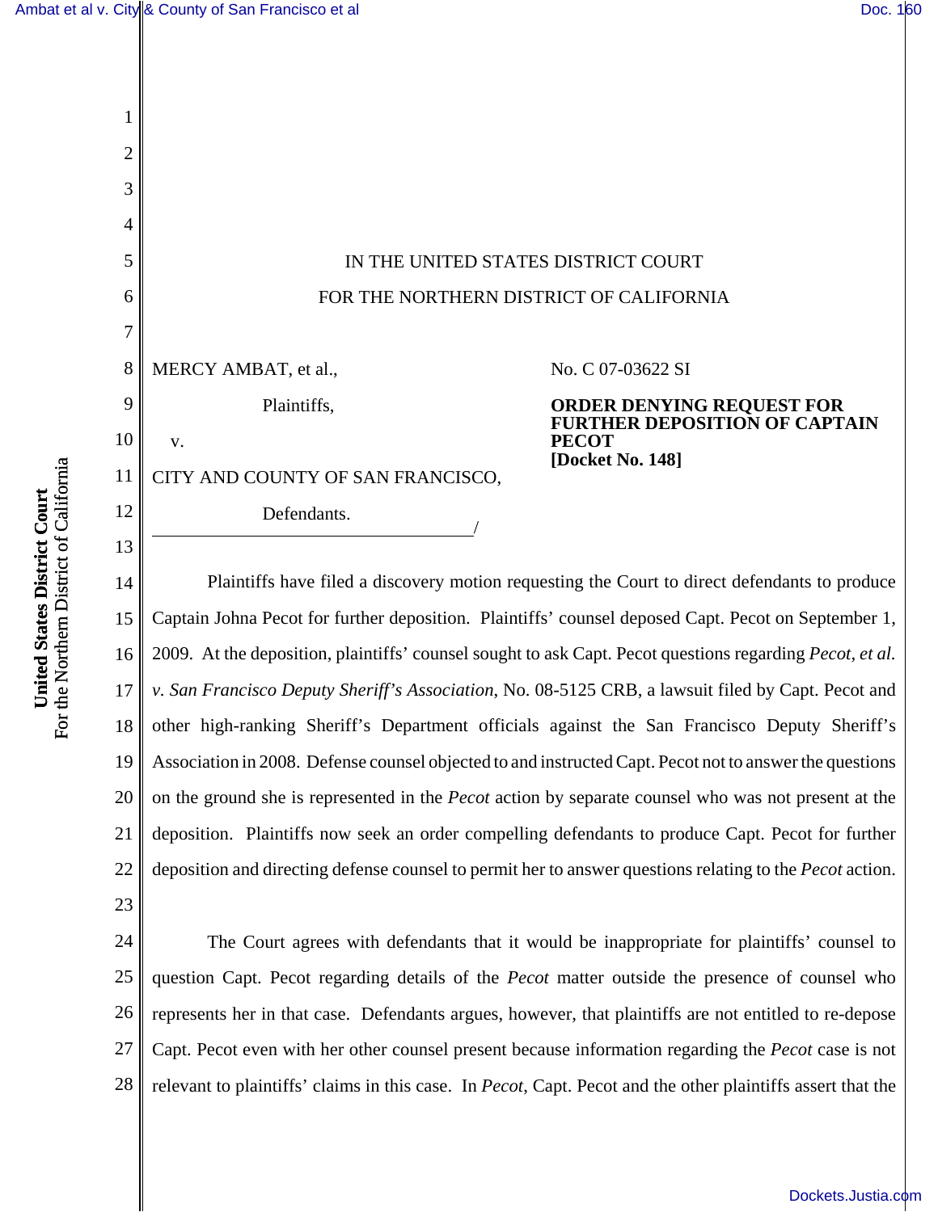IN THE UNITED STATES DISTRICT COURT

FOR THE NORTHERN DISTRICT OF CALIFORNIA

MERCY AMBAT, et al.,

Plaintiffs,

v.

CITY AND COUNTY OF SAN FRANCISCO,

Defendants.
_______________________________________/

No. C 07-03622 SI

**ORDER DENYING REQUEST FOR FURTHER DEPOSITION OF CAPTAIN PECOT**
**[Docket No. 148]**

Plaintiffs have filed a discovery motion requesting the Court to direct defendants to produce Captain Johna Pecot for further deposition. Plaintiffs' counsel deposed Capt. Pecot on September 1, 2009. At the deposition, plaintiffs' counsel sought to ask Capt. Pecot questions regarding *Pecot, et al. v. San Francisco Deputy Sheriff's Association*, No. 08-5125 CRB, a lawsuit filed by Capt. Pecot and other high-ranking Sheriff's Department officials against the San Francisco Deputy Sheriff's Association in 2008. Defense counsel objected to and instructed Capt. Pecot not to answer the questions on the ground she is represented in the *Pecot* action by separate counsel who was not present at the deposition. Plaintiffs now seek an order compelling defendants to produce Capt. Pecot for further deposition and directing defense counsel to permit her to answer questions relating to the *Pecot* action.

The Court agrees with defendants that it would be inappropriate for plaintiffs' counsel to question Capt. Pecot regarding details of the *Pecot* matter outside the presence of counsel who represents her in that case. Defendants argues, however, that plaintiffs are not entitled to re-depose Capt. Pecot even with her other counsel present because information regarding the *Pecot* case is not relevant to plaintiffs' claims in this case. In *Pecot*, Capt. Pecot and the other plaintiffs assert that the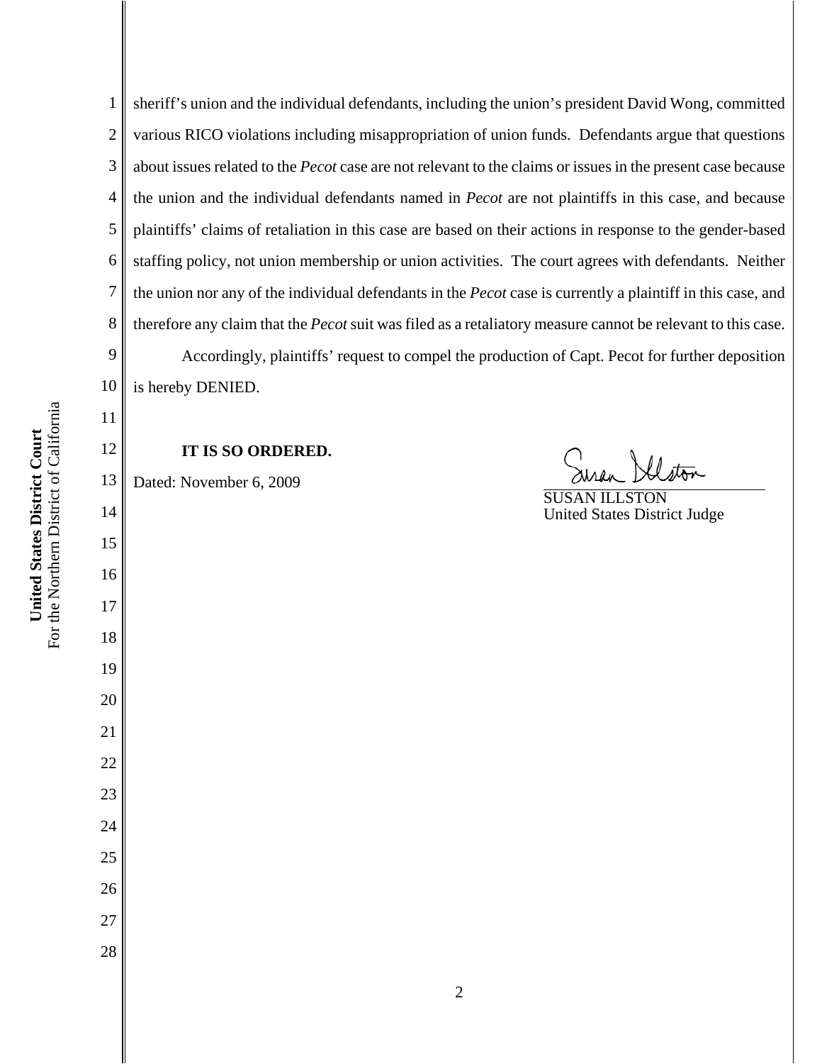sheriff's union and the individual defendants, including the union's president David Wong, committed various RICO violations including misappropriation of union funds. Defendants argue that questions about issues related to the *Pecot* case are not relevant to the claims or issues in the present case because the union and the individual defendants named in *Pecot* are not plaintiffs in this case, and because plaintiffs' claims of retaliation in this case are based on their actions in response to the gender-based staffing policy, not union membership or union activities. The court agrees with defendants. Neither the union nor any of the individual defendants in the *Pecot* case is currently a plaintiff in this case, and therefore any claim that the *Pecot* suit was filed as a retaliatory measure cannot be relevant to this case.

Accordingly, plaintiffs' request to compel the production of Capt. Pecot for further deposition is hereby DENIED.

**IT IS SO ORDERED.**

Dated: November 6, 2009

SUSAN ILLSTON
United States District Judge